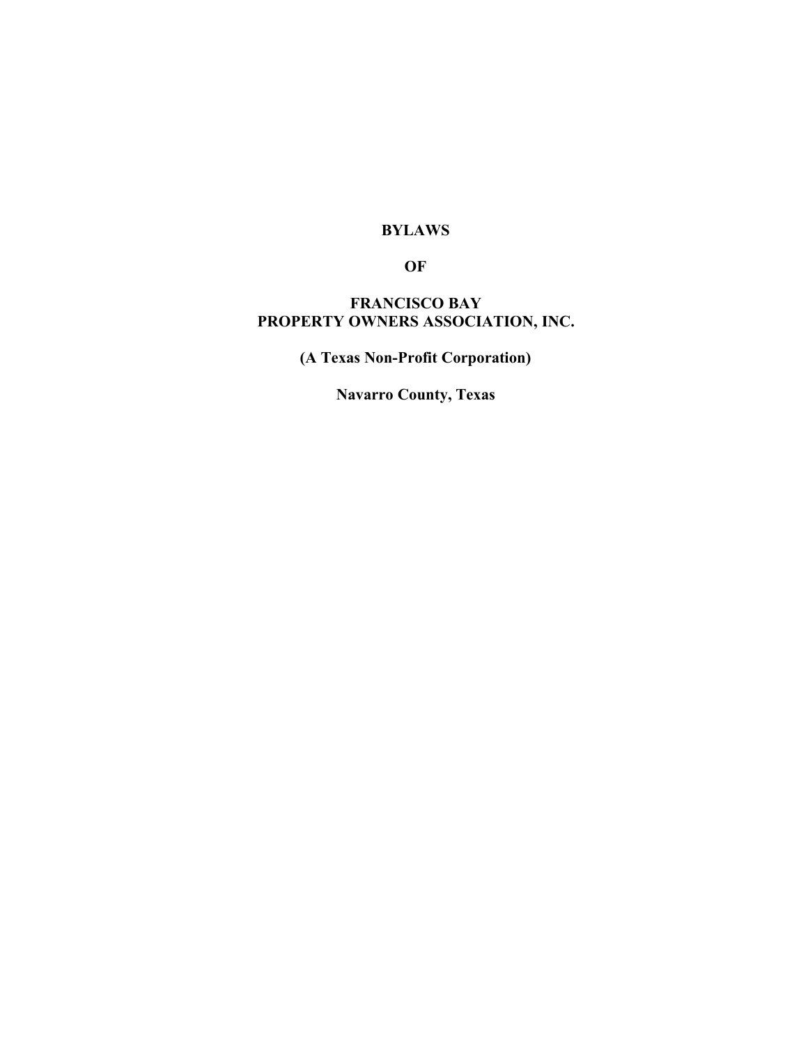# BYLAWS

# OF

# FRANCISCO BAY
# PROPERTY OWNERS ASSOCIATION, INC.

**(A Texas Non-Profit Corporation)**

**Navarro County, Texas**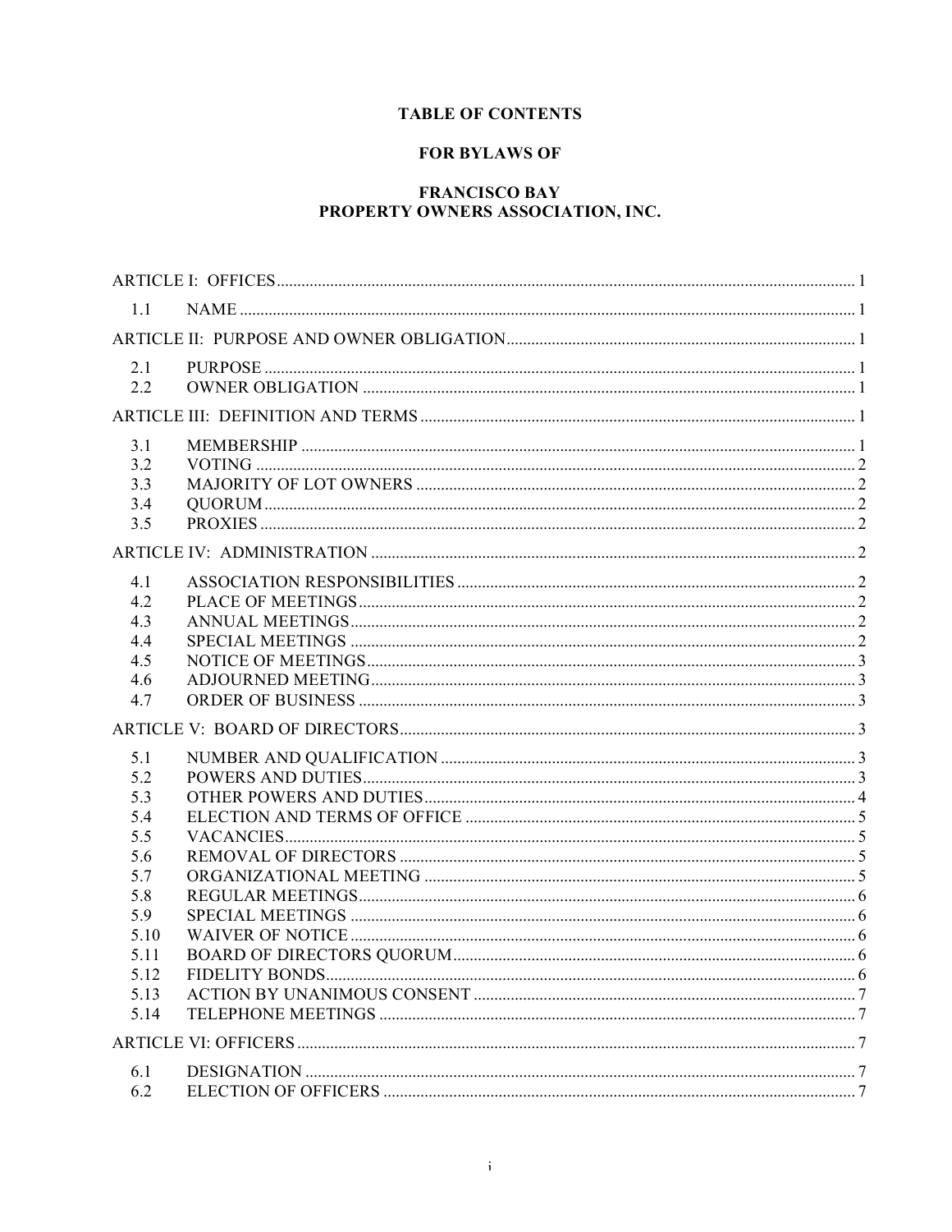# TABLE OF CONTENTS

## FOR BYLAWS OF

## FRANCISCO BAY PROPERTY OWNERS ASSOCIATION, INC.

| | | |
|---|---|---|
| ARTICLE I: OFFICES | | 1 |
| 1.1 | NAME | 1 |
| ARTICLE II: PURPOSE AND OWNER OBLIGATION | | 1 |
| 2.1 | PURPOSE | 1 |
| 2.2 | OWNER OBLIGATION | 1 |
| ARTICLE III: DEFINITION AND TERMS | | 1 |
| 3.1 | MEMBERSHIP | 1 |
| 3.2 | VOTING | 2 |
| 3.3 | MAJORITY OF LOT OWNERS | 2 |
| 3.4 | QUORUM | 2 |
| 3.5 | PROXIES | 2 |
| ARTICLE IV: ADMINISTRATION | | 2 |
| 4.1 | ASSOCIATION RESPONSIBILITIES | 2 |
| 4.2 | PLACE OF MEETINGS | 2 |
| 4.3 | ANNUAL MEETINGS | 2 |
| 4.4 | SPECIAL MEETINGS | 2 |
| 4.5 | NOTICE OF MEETINGS | 3 |
| 4.6 | ADJOURNED MEETING | 3 |
| 4.7 | ORDER OF BUSINESS | 3 |
| ARTICLE V: BOARD OF DIRECTORS | | 3 |
| 5.1 | NUMBER AND QUALIFICATION | 3 |
| 5.2 | POWERS AND DUTIES | 3 |
| 5.3 | OTHER POWERS AND DUTIES | 4 |
| 5.4 | ELECTION AND TERMS OF OFFICE | 5 |
| 5.5 | VACANCIES | 5 |
| 5.6 | REMOVAL OF DIRECTORS | 5 |
| 5.7 | ORGANIZATIONAL MEETING | 5 |
| 5.8 | REGULAR MEETINGS | 6 |
| 5.9 | SPECIAL MEETINGS | 6 |
| 5.10 | WAIVER OF NOTICE | 6 |
| 5.11 | BOARD OF DIRECTORS QUORUM | 6 |
| 5.12 | FIDELITY BONDS | 6 |
| 5.13 | ACTION BY UNANIMOUS CONSENT | 7 |
| 5.14 | TELEPHONE MEETINGS | 7 |
| ARTICLE VI: OFFICERS | | 7 |
| 6.1 | DESIGNATION | 7 |
| 6.2 | ELECTION OF OFFICERS | 7 |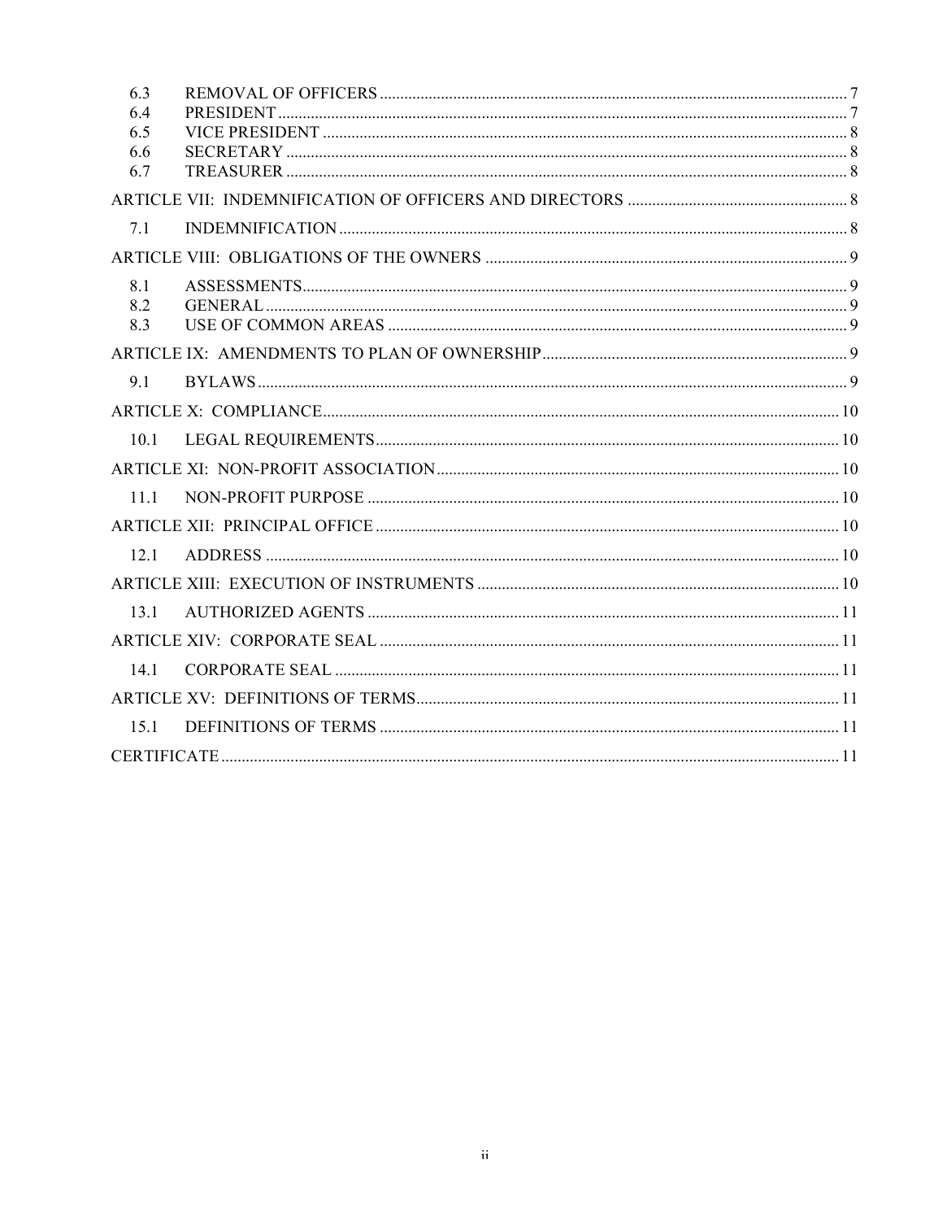6.3 REMOVAL OF OFFICERS ..... 7
6.4 PRESIDENT ..... 7
6.5 VICE PRESIDENT ..... 8
6.6 SECRETARY ..... 8
6.7 TREASURER ..... 8

ARTICLE VII: INDEMNIFICATION OF OFFICERS AND DIRECTORS ..... 8

7.1 INDEMNIFICATION ..... 8

ARTICLE VIII: OBLIGATIONS OF THE OWNERS ..... 9

8.1 ASSESSMENTS ..... 9
8.2 GENERAL ..... 9
8.3 USE OF COMMON AREAS ..... 9

ARTICLE IX: AMENDMENTS TO PLAN OF OWNERSHIP ..... 9

9.1 BYLAWS ..... 9

ARTICLE X: COMPLIANCE ..... 10

10.1 LEGAL REQUIREMENTS ..... 10

ARTICLE XI: NON-PROFIT ASSOCIATION ..... 10

11.1 NON-PROFIT PURPOSE ..... 10

ARTICLE XII: PRINCIPAL OFFICE ..... 10

12.1 ADDRESS ..... 10

ARTICLE XIII: EXECUTION OF INSTRUMENTS ..... 10

13.1 AUTHORIZED AGENTS ..... 11

ARTICLE XIV: CORPORATE SEAL ..... 11

14.1 CORPORATE SEAL ..... 11

ARTICLE XV: DEFINITIONS OF TERMS ..... 11

15.1 DEFINITIONS OF TERMS ..... 11

CERTIFICATE ..... 11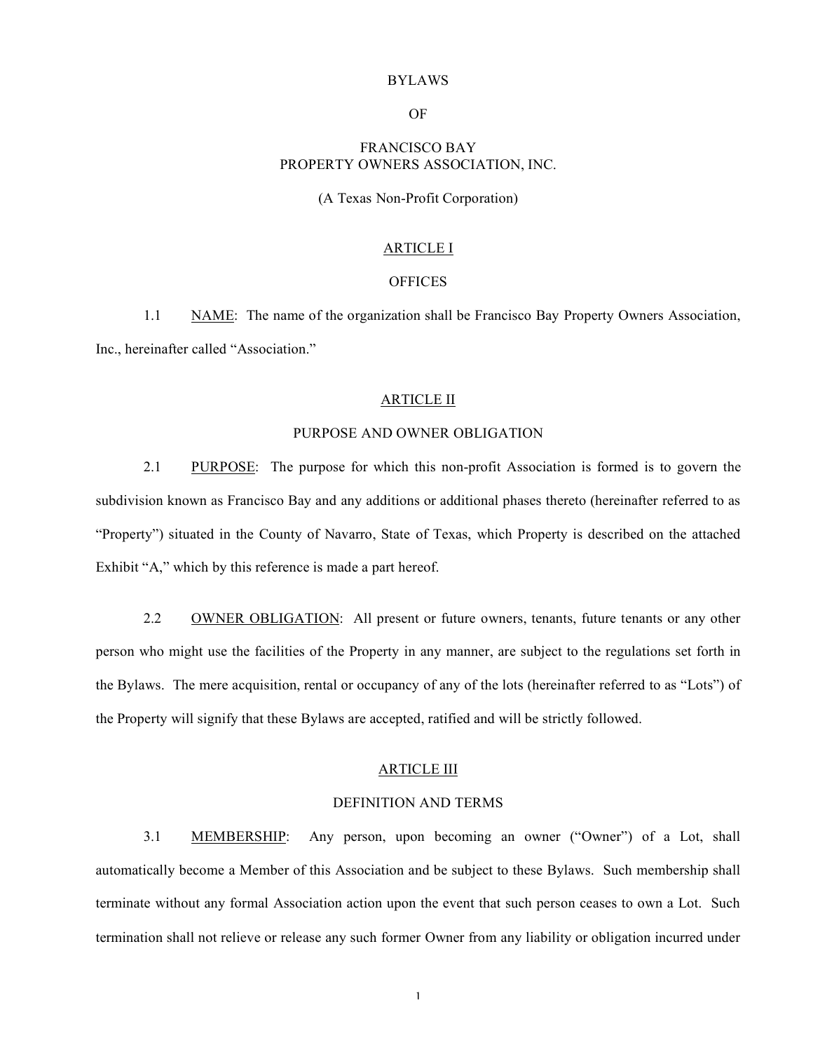BYLAWS

OF

FRANCISCO BAY
PROPERTY OWNERS ASSOCIATION, INC.

(A Texas Non-Profit Corporation)

## ARTICLE I

## OFFICES

1.1 NAME: The name of the organization shall be Francisco Bay Property Owners Association, Inc., hereinafter called "Association."

## ARTICLE II

## PURPOSE AND OWNER OBLIGATION

2.1 PURPOSE: The purpose for which this non-profit Association is formed is to govern the subdivision known as Francisco Bay and any additions or additional phases thereto (hereinafter referred to as "Property") situated in the County of Navarro, State of Texas, which Property is described on the attached Exhibit "A," which by this reference is made a part hereof.

2.2 OWNER OBLIGATION: All present or future owners, tenants, future tenants or any other person who might use the facilities of the Property in any manner, are subject to the regulations set forth in the Bylaws. The mere acquisition, rental or occupancy of any of the lots (hereinafter referred to as "Lots") of the Property will signify that these Bylaws are accepted, ratified and will be strictly followed.

## ARTICLE III

## DEFINITION AND TERMS

3.1 MEMBERSHIP: Any person, upon becoming an owner ("Owner") of a Lot, shall automatically become a Member of this Association and be subject to these Bylaws. Such membership shall terminate without any formal Association action upon the event that such person ceases to own a Lot. Such termination shall not relieve or release any such former Owner from any liability or obligation incurred under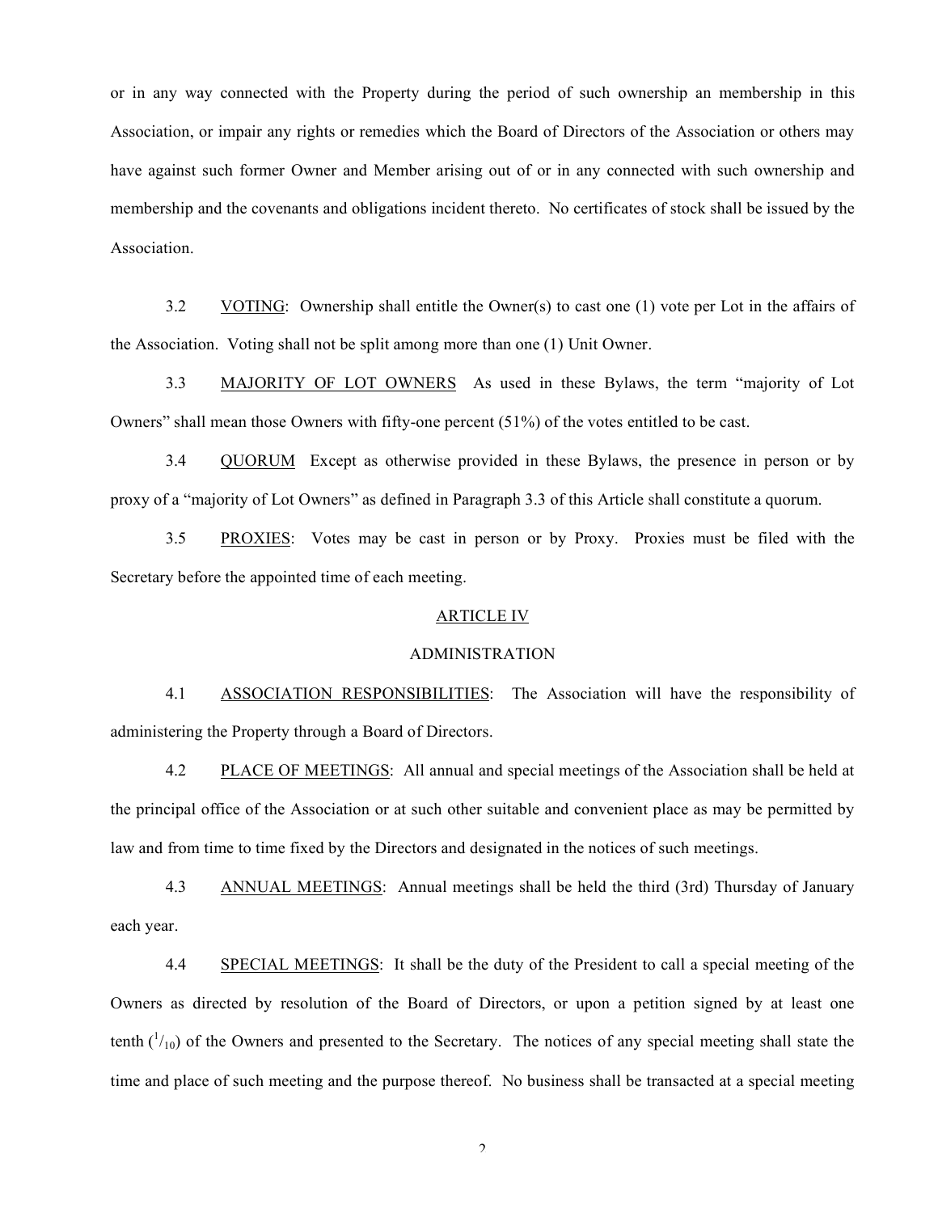or in any way connected with the Property during the period of such ownership an membership in this Association, or impair any rights or remedies which the Board of Directors of the Association or others may have against such former Owner and Member arising out of or in any connected with such ownership and membership and the covenants and obligations incident thereto. No certificates of stock shall be issued by the Association.

3.2 VOTING: Ownership shall entitle the Owner(s) to cast one (1) vote per Lot in the affairs of the Association. Voting shall not be split among more than one (1) Unit Owner.

3.3 MAJORITY OF LOT OWNERS As used in these Bylaws, the term "majority of Lot Owners" shall mean those Owners with fifty-one percent (51%) of the votes entitled to be cast.

3.4 QUORUM Except as otherwise provided in these Bylaws, the presence in person or by proxy of a "majority of Lot Owners" as defined in Paragraph 3.3 of this Article shall constitute a quorum.

3.5 PROXIES: Votes may be cast in person or by Proxy. Proxies must be filed with the Secretary before the appointed time of each meeting.

## ARTICLE IV

## ADMINISTRATION

4.1 ASSOCIATION RESPONSIBILITIES: The Association will have the responsibility of administering the Property through a Board of Directors.

4.2 PLACE OF MEETINGS: All annual and special meetings of the Association shall be held at the principal office of the Association or at such other suitable and convenient place as may be permitted by law and from time to time fixed by the Directors and designated in the notices of such meetings.

4.3 ANNUAL MEETINGS: Annual meetings shall be held the third (3rd) Thursday of January each year.

4.4 SPECIAL MEETINGS: It shall be the duty of the President to call a special meeting of the Owners as directed by resolution of the Board of Directors, or upon a petition signed by at least one tenth ($^{1}/_{10}$) of the Owners and presented to the Secretary. The notices of any special meeting shall state the time and place of such meeting and the purpose thereof. No business shall be transacted at a special meeting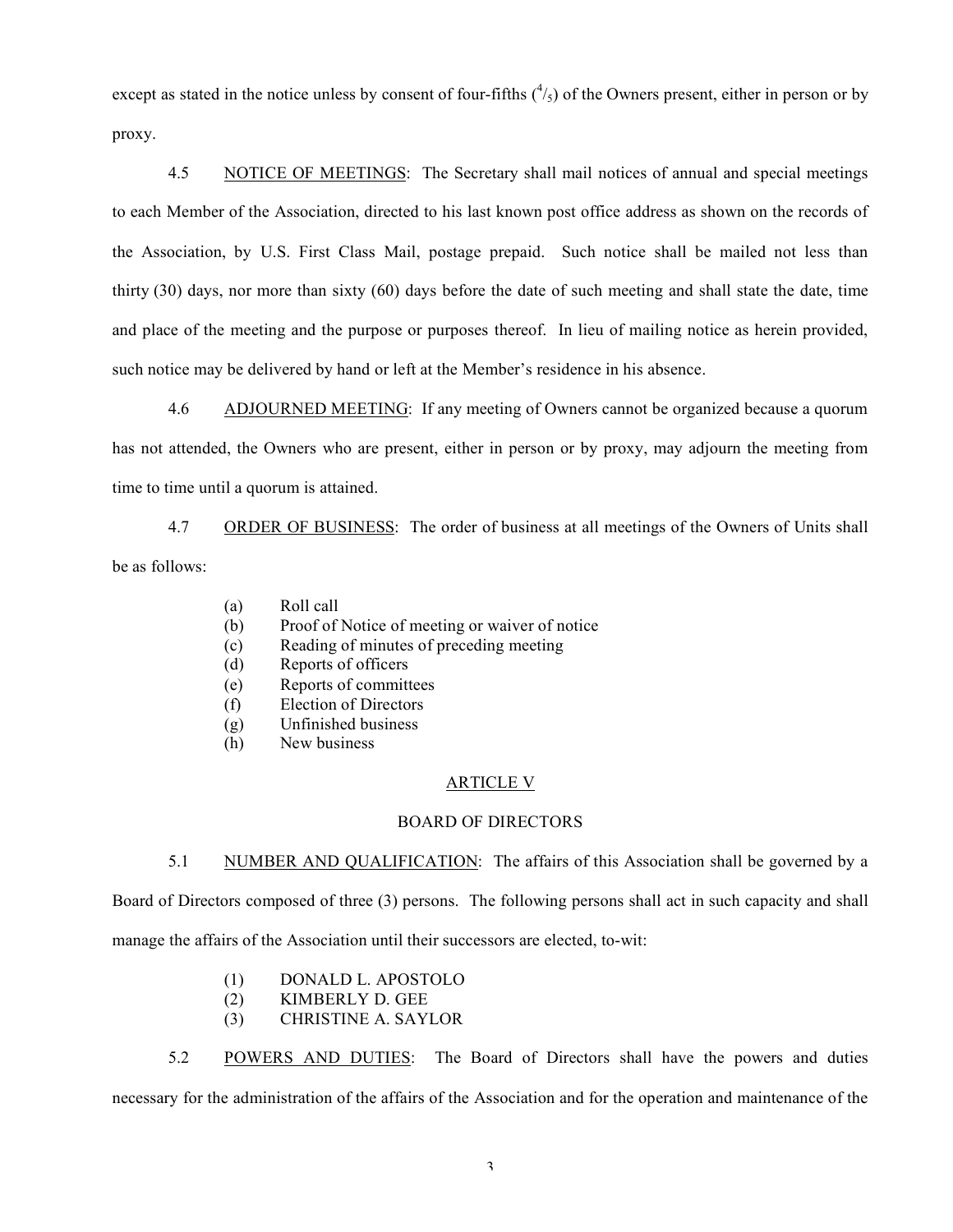except as stated in the notice unless by consent of four-fifths ($^4/_5$) of the Owners present, either in person or by proxy.

4.5 NOTICE OF MEETINGS: The Secretary shall mail notices of annual and special meetings to each Member of the Association, directed to his last known post office address as shown on the records of the Association, by U.S. First Class Mail, postage prepaid. Such notice shall be mailed not less than thirty (30) days, nor more than sixty (60) days before the date of such meeting and shall state the date, time and place of the meeting and the purpose or purposes thereof. In lieu of mailing notice as herein provided, such notice may be delivered by hand or left at the Member's residence in his absence.

4.6 ADJOURNED MEETING: If any meeting of Owners cannot be organized because a quorum has not attended, the Owners who are present, either in person or by proxy, may adjourn the meeting from time to time until a quorum is attained.

4.7 ORDER OF BUSINESS: The order of business at all meetings of the Owners of Units shall be as follows:

(a) Roll call
(b) Proof of Notice of meeting or waiver of notice
(c) Reading of minutes of preceding meeting
(d) Reports of officers
(e) Reports of committees
(f) Election of Directors
(g) Unfinished business
(h) New business

## ARTICLE V

## BOARD OF DIRECTORS

5.1 NUMBER AND QUALIFICATION: The affairs of this Association shall be governed by a Board of Directors composed of three (3) persons. The following persons shall act in such capacity and shall manage the affairs of the Association until their successors are elected, to-wit:

(1) DONALD L. APOSTOLO
(2) KIMBERLY D. GEE
(3) CHRISTINE A. SAYLOR

5.2 POWERS AND DUTIES: The Board of Directors shall have the powers and duties necessary for the administration of the affairs of the Association and for the operation and maintenance of the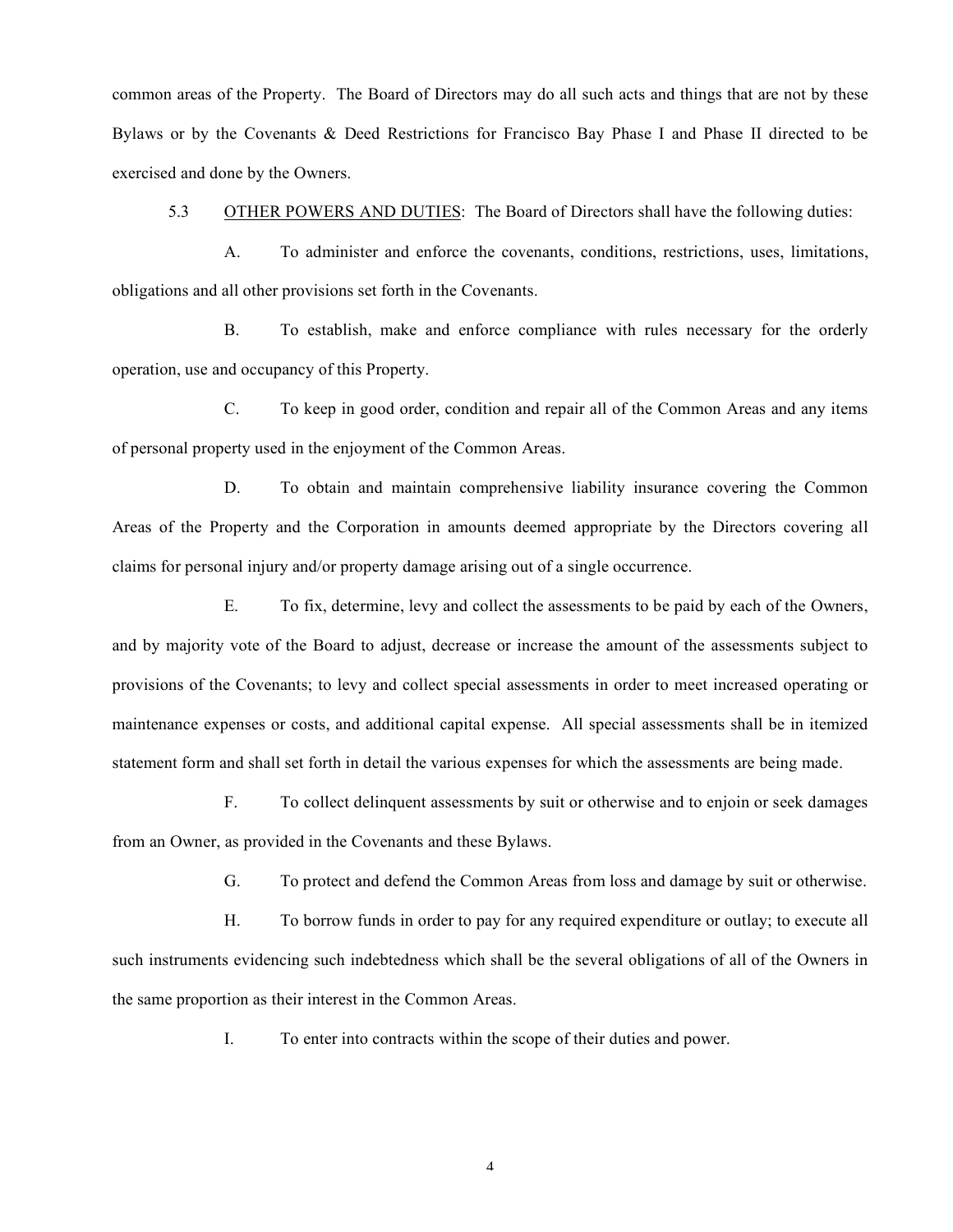common areas of the Property. The Board of Directors may do all such acts and things that are not by these Bylaws or by the Covenants & Deed Restrictions for Francisco Bay Phase I and Phase II directed to be exercised and done by the Owners.

5.3 OTHER POWERS AND DUTIES: The Board of Directors shall have the following duties:

A. To administer and enforce the covenants, conditions, restrictions, uses, limitations, obligations and all other provisions set forth in the Covenants.

B. To establish, make and enforce compliance with rules necessary for the orderly operation, use and occupancy of this Property.

C. To keep in good order, condition and repair all of the Common Areas and any items of personal property used in the enjoyment of the Common Areas.

D. To obtain and maintain comprehensive liability insurance covering the Common Areas of the Property and the Corporation in amounts deemed appropriate by the Directors covering all claims for personal injury and/or property damage arising out of a single occurrence.

E. To fix, determine, levy and collect the assessments to be paid by each of the Owners, and by majority vote of the Board to adjust, decrease or increase the amount of the assessments subject to provisions of the Covenants; to levy and collect special assessments in order to meet increased operating or maintenance expenses or costs, and additional capital expense. All special assessments shall be in itemized statement form and shall set forth in detail the various expenses for which the assessments are being made.

F. To collect delinquent assessments by suit or otherwise and to enjoin or seek damages from an Owner, as provided in the Covenants and these Bylaws.

G. To protect and defend the Common Areas from loss and damage by suit or otherwise.

H. To borrow funds in order to pay for any required expenditure or outlay; to execute all such instruments evidencing such indebtedness which shall be the several obligations of all of the Owners in the same proportion as their interest in the Common Areas.

I. To enter into contracts within the scope of their duties and power.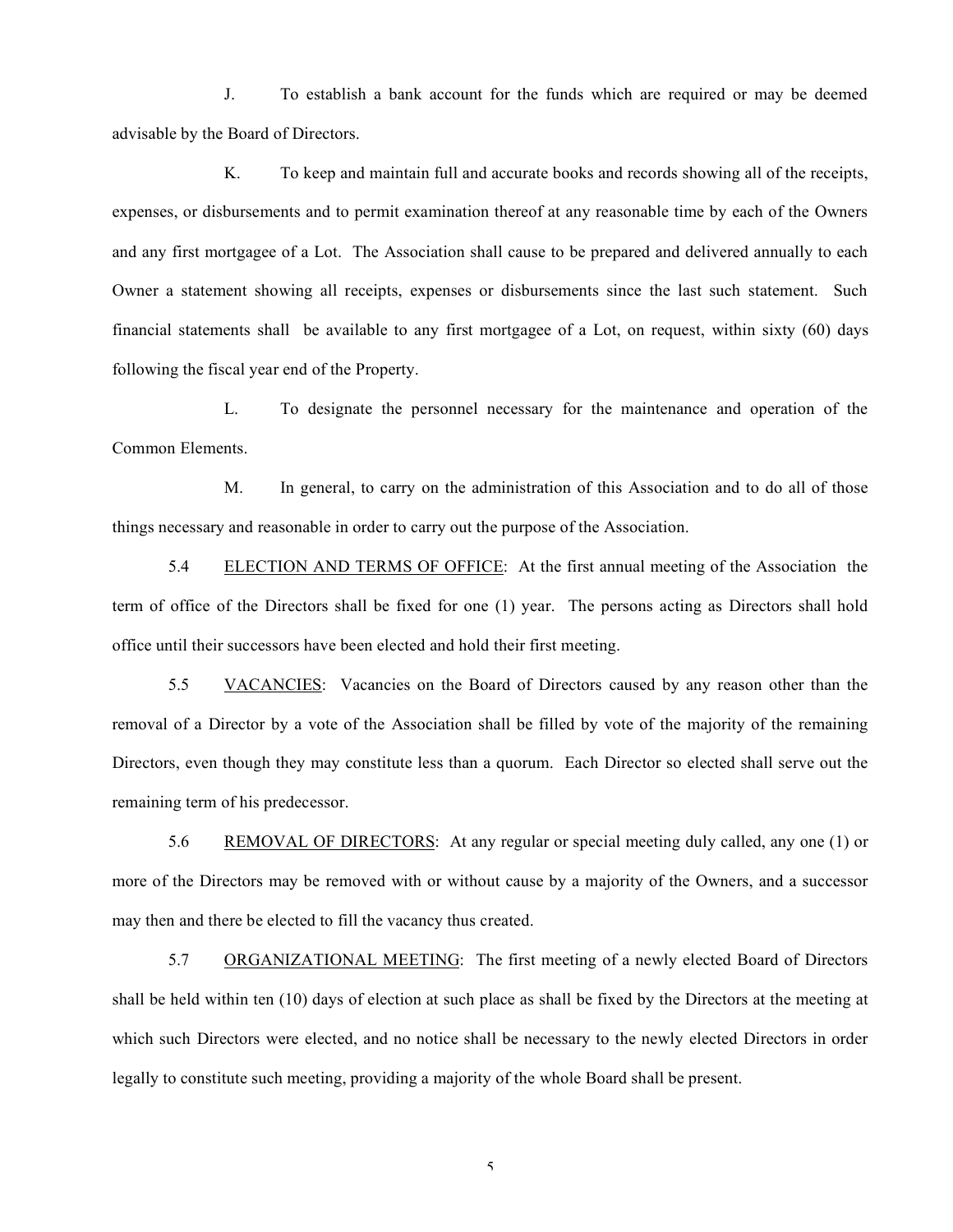J. To establish a bank account for the funds which are required or may be deemed advisable by the Board of Directors.

K. To keep and maintain full and accurate books and records showing all of the receipts, expenses, or disbursements and to permit examination thereof at any reasonable time by each of the Owners and any first mortgagee of a Lot. The Association shall cause to be prepared and delivered annually to each Owner a statement showing all receipts, expenses or disbursements since the last such statement. Such financial statements shall be available to any first mortgagee of a Lot, on request, within sixty (60) days following the fiscal year end of the Property.

L. To designate the personnel necessary for the maintenance and operation of the Common Elements.

M. In general, to carry on the administration of this Association and to do all of those things necessary and reasonable in order to carry out the purpose of the Association.

5.4 <u>ELECTION AND TERMS OF OFFICE</u>: At the first annual meeting of the Association the term of office of the Directors shall be fixed for one (1) year. The persons acting as Directors shall hold office until their successors have been elected and hold their first meeting.

5.5 <u>VACANCIES</u>: Vacancies on the Board of Directors caused by any reason other than the removal of a Director by a vote of the Association shall be filled by vote of the majority of the remaining Directors, even though they may constitute less than a quorum. Each Director so elected shall serve out the remaining term of his predecessor.

5.6 <u>REMOVAL OF DIRECTORS</u>: At any regular or special meeting duly called, any one (1) or more of the Directors may be removed with or without cause by a majority of the Owners, and a successor may then and there be elected to fill the vacancy thus created.

5.7 <u>ORGANIZATIONAL MEETING</u>: The first meeting of a newly elected Board of Directors shall be held within ten (10) days of election at such place as shall be fixed by the Directors at the meeting at which such Directors were elected, and no notice shall be necessary to the newly elected Directors in order legally to constitute such meeting, providing a majority of the whole Board shall be present.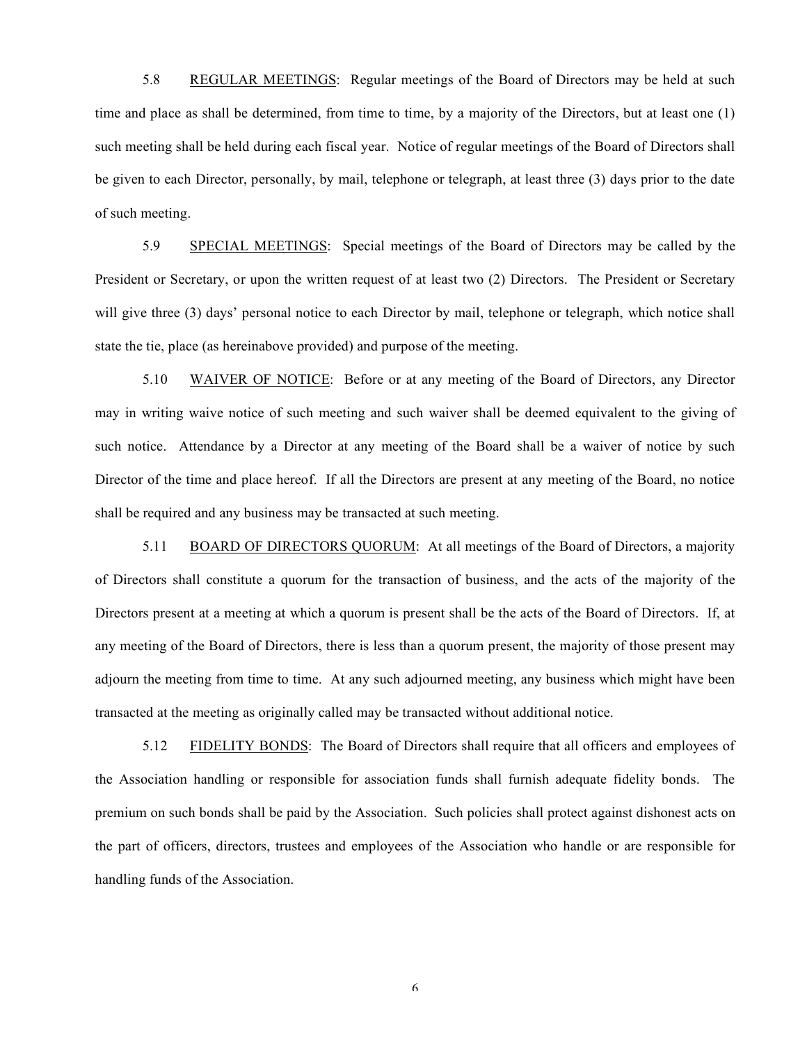5.8 REGULAR MEETINGS: Regular meetings of the Board of Directors may be held at such time and place as shall be determined, from time to time, by a majority of the Directors, but at least one (1) such meeting shall be held during each fiscal year. Notice of regular meetings of the Board of Directors shall be given to each Director, personally, by mail, telephone or telegraph, at least three (3) days prior to the date of such meeting.

5.9 SPECIAL MEETINGS: Special meetings of the Board of Directors may be called by the President or Secretary, or upon the written request of at least two (2) Directors. The President or Secretary will give three (3) days' personal notice to each Director by mail, telephone or telegraph, which notice shall state the tie, place (as hereinabove provided) and purpose of the meeting.

5.10 WAIVER OF NOTICE: Before or at any meeting of the Board of Directors, any Director may in writing waive notice of such meeting and such waiver shall be deemed equivalent to the giving of such notice. Attendance by a Director at any meeting of the Board shall be a waiver of notice by such Director of the time and place hereof. If all the Directors are present at any meeting of the Board, no notice shall be required and any business may be transacted at such meeting.

5.11 BOARD OF DIRECTORS QUORUM: At all meetings of the Board of Directors, a majority of Directors shall constitute a quorum for the transaction of business, and the acts of the majority of the Directors present at a meeting at which a quorum is present shall be the acts of the Board of Directors. If, at any meeting of the Board of Directors, there is less than a quorum present, the majority of those present may adjourn the meeting from time to time. At any such adjourned meeting, any business which might have been transacted at the meeting as originally called may be transacted without additional notice.

5.12 FIDELITY BONDS: The Board of Directors shall require that all officers and employees of the Association handling or responsible for association funds shall furnish adequate fidelity bonds. The premium on such bonds shall be paid by the Association. Such policies shall protect against dishonest acts on the part of officers, directors, trustees and employees of the Association who handle or are responsible for handling funds of the Association.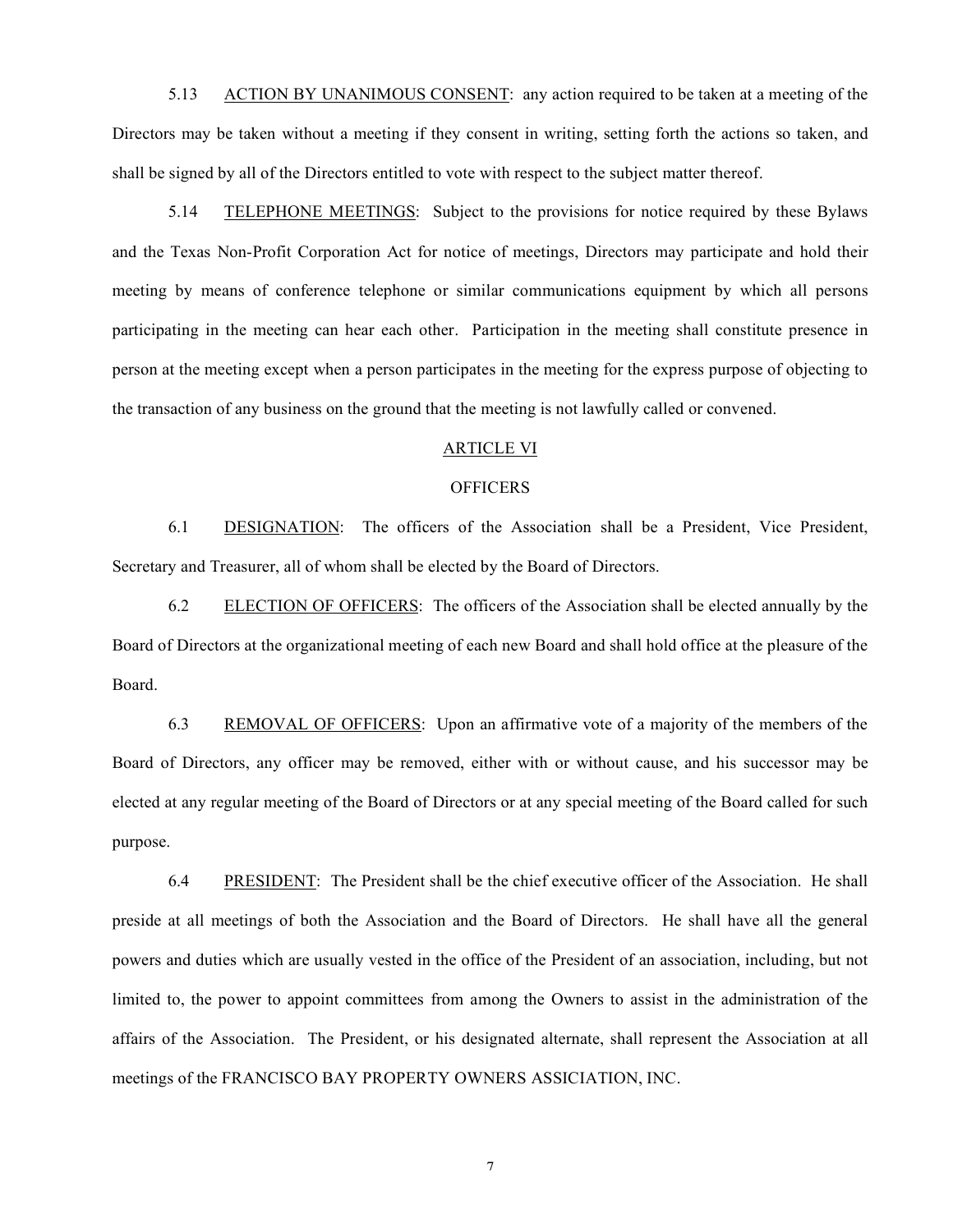5.13 ACTION BY UNANIMOUS CONSENT: any action required to be taken at a meeting of the Directors may be taken without a meeting if they consent in writing, setting forth the actions so taken, and shall be signed by all of the Directors entitled to vote with respect to the subject matter thereof.

5.14 TELEPHONE MEETINGS: Subject to the provisions for notice required by these Bylaws and the Texas Non-Profit Corporation Act for notice of meetings, Directors may participate and hold their meeting by means of conference telephone or similar communications equipment by which all persons participating in the meeting can hear each other. Participation in the meeting shall constitute presence in person at the meeting except when a person participates in the meeting for the express purpose of objecting to the transaction of any business on the ground that the meeting is not lawfully called or convened.

## ARTICLE VI

## OFFICERS

6.1 DESIGNATION: The officers of the Association shall be a President, Vice President, Secretary and Treasurer, all of whom shall be elected by the Board of Directors.

6.2 ELECTION OF OFFICERS: The officers of the Association shall be elected annually by the Board of Directors at the organizational meeting of each new Board and shall hold office at the pleasure of the Board.

6.3 REMOVAL OF OFFICERS: Upon an affirmative vote of a majority of the members of the Board of Directors, any officer may be removed, either with or without cause, and his successor may be elected at any regular meeting of the Board of Directors or at any special meeting of the Board called for such purpose.

6.4 PRESIDENT: The President shall be the chief executive officer of the Association. He shall preside at all meetings of both the Association and the Board of Directors. He shall have all the general powers and duties which are usually vested in the office of the President of an association, including, but not limited to, the power to appoint committees from among the Owners to assist in the administration of the affairs of the Association. The President, or his designated alternate, shall represent the Association at all meetings of the FRANCISCO BAY PROPERTY OWNERS ASSICIATION, INC.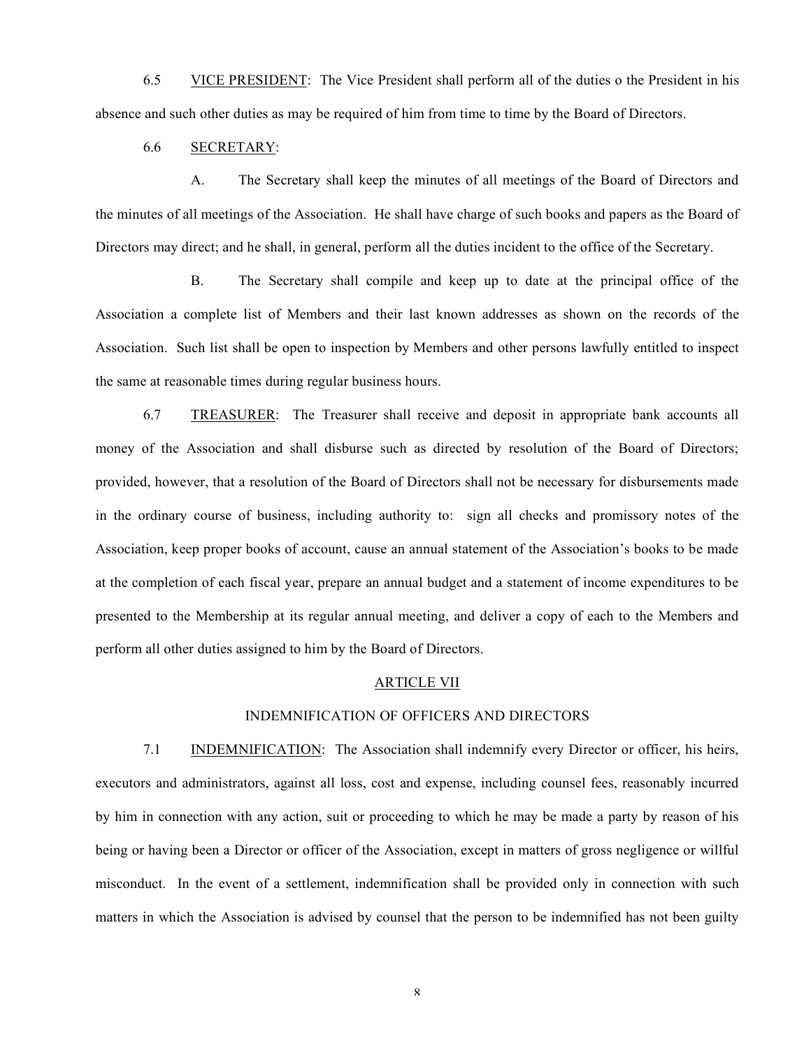6.5 VICE PRESIDENT: The Vice President shall perform all of the duties o the President in his absence and such other duties as may be required of him from time to time by the Board of Directors.

6.6 SECRETARY:

A. The Secretary shall keep the minutes of all meetings of the Board of Directors and the minutes of all meetings of the Association. He shall have charge of such books and papers as the Board of Directors may direct; and he shall, in general, perform all the duties incident to the office of the Secretary.

B. The Secretary shall compile and keep up to date at the principal office of the Association a complete list of Members and their last known addresses as shown on the records of the Association. Such list shall be open to inspection by Members and other persons lawfully entitled to inspect the same at reasonable times during regular business hours.

6.7 TREASURER: The Treasurer shall receive and deposit in appropriate bank accounts all money of the Association and shall disburse such as directed by resolution of the Board of Directors; provided, however, that a resolution of the Board of Directors shall not be necessary for disbursements made in the ordinary course of business, including authority to: sign all checks and promissory notes of the Association, keep proper books of account, cause an annual statement of the Association's books to be made at the completion of each fiscal year, prepare an annual budget and a statement of income expenditures to be presented to the Membership at its regular annual meeting, and deliver a copy of each to the Members and perform all other duties assigned to him by the Board of Directors.

## ARTICLE VII

## INDEMNIFICATION OF OFFICERS AND DIRECTORS

7.1 INDEMNIFICATION: The Association shall indemnify every Director or officer, his heirs, executors and administrators, against all loss, cost and expense, including counsel fees, reasonably incurred by him in connection with any action, suit or proceeding to which he may be made a party by reason of his being or having been a Director or officer of the Association, except in matters of gross negligence or willful misconduct. In the event of a settlement, indemnification shall be provided only in connection with such matters in which the Association is advised by counsel that the person to be indemnified has not been guilty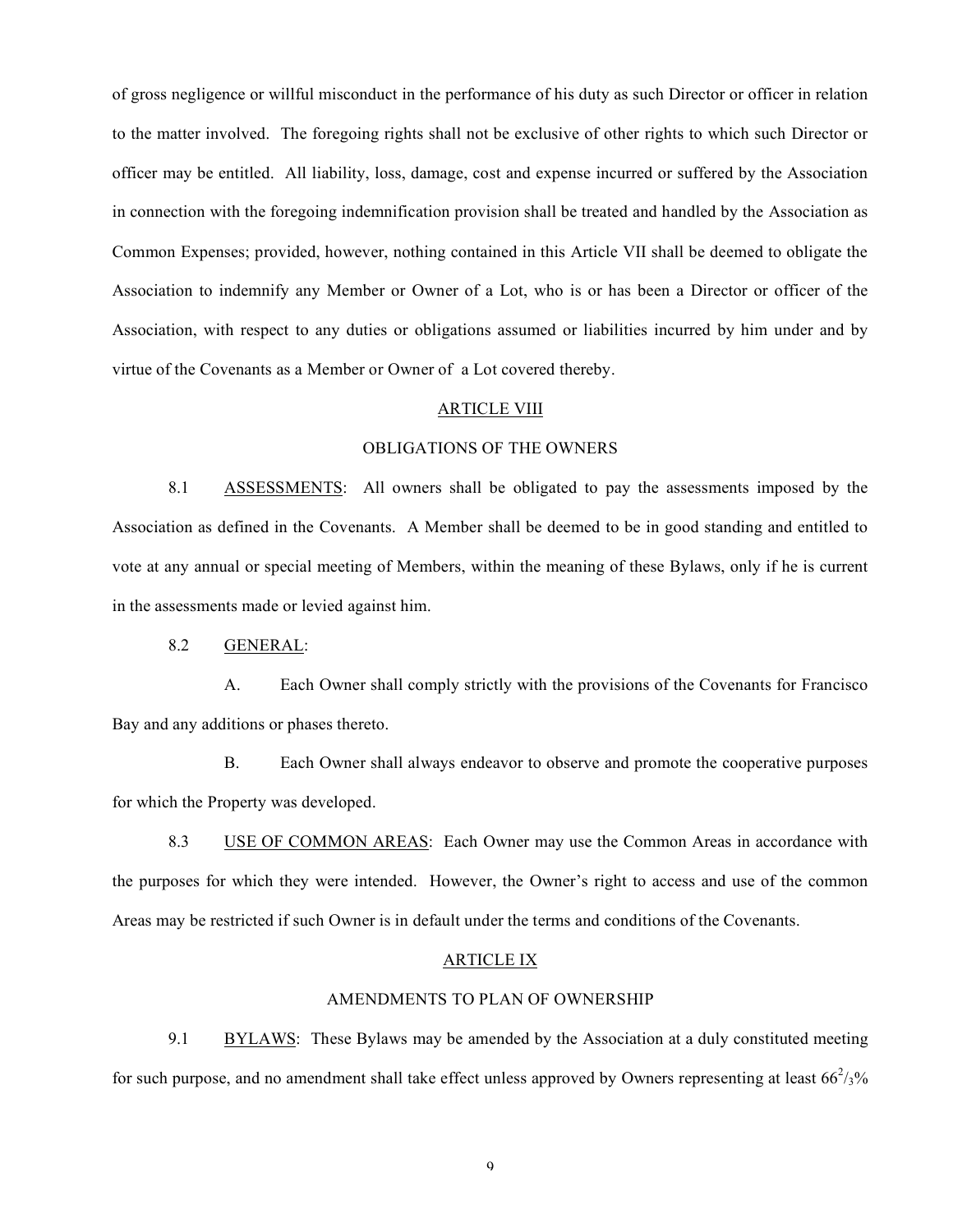of gross negligence or willful misconduct in the performance of his duty as such Director or officer in relation to the matter involved. The foregoing rights shall not be exclusive of other rights to which such Director or officer may be entitled. All liability, loss, damage, cost and expense incurred or suffered by the Association in connection with the foregoing indemnification provision shall be treated and handled by the Association as Common Expenses; provided, however, nothing contained in this Article VII shall be deemed to obligate the Association to indemnify any Member or Owner of a Lot, who is or has been a Director or officer of the Association, with respect to any duties or obligations assumed or liabilities incurred by him under and by virtue of the Covenants as a Member or Owner of a Lot covered thereby.

## ARTICLE VIII

## OBLIGATIONS OF THE OWNERS

8.1 ASSESSMENTS: All owners shall be obligated to pay the assessments imposed by the Association as defined in the Covenants. A Member shall be deemed to be in good standing and entitled to vote at any annual or special meeting of Members, within the meaning of these Bylaws, only if he is current in the assessments made or levied against him.

8.2 GENERAL:

A. Each Owner shall comply strictly with the provisions of the Covenants for Francisco Bay and any additions or phases thereto.

B. Each Owner shall always endeavor to observe and promote the cooperative purposes for which the Property was developed.

8.3 USE OF COMMON AREAS: Each Owner may use the Common Areas in accordance with the purposes for which they were intended. However, the Owner's right to access and use of the common Areas may be restricted if such Owner is in default under the terms and conditions of the Covenants.

## ARTICLE IX

## AMENDMENTS TO PLAN OF OWNERSHIP

9.1 BYLAWS: These Bylaws may be amended by the Association at a duly constituted meeting for such purpose, and no amendment shall take effect unless approved by Owners representing at least $66^2/_3\%$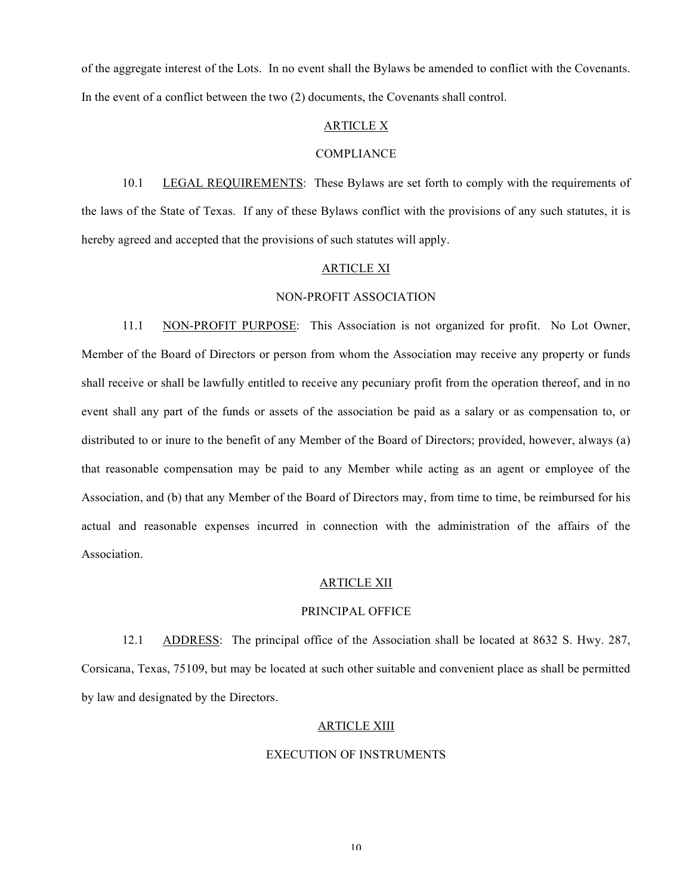of the aggregate interest of the Lots. In no event shall the Bylaws be amended to conflict with the Covenants. In the event of a conflict between the two (2) documents, the Covenants shall control.

## ARTICLE X

## COMPLIANCE

10.1 LEGAL REQUIREMENTS: These Bylaws are set forth to comply with the requirements of the laws of the State of Texas. If any of these Bylaws conflict with the provisions of any such statutes, it is hereby agreed and accepted that the provisions of such statutes will apply.

## ARTICLE XI

## NON-PROFIT ASSOCIATION

11.1 NON-PROFIT PURPOSE: This Association is not organized for profit. No Lot Owner, Member of the Board of Directors or person from whom the Association may receive any property or funds shall receive or shall be lawfully entitled to receive any pecuniary profit from the operation thereof, and in no event shall any part of the funds or assets of the association be paid as a salary or as compensation to, or distributed to or inure to the benefit of any Member of the Board of Directors; provided, however, always (a) that reasonable compensation may be paid to any Member while acting as an agent or employee of the Association, and (b) that any Member of the Board of Directors may, from time to time, be reimbursed for his actual and reasonable expenses incurred in connection with the administration of the affairs of the Association.

## ARTICLE XII

## PRINCIPAL OFFICE

12.1 ADDRESS: The principal office of the Association shall be located at 8632 S. Hwy. 287, Corsicana, Texas, 75109, but may be located at such other suitable and convenient place as shall be permitted by law and designated by the Directors.

## ARTICLE XIII

## EXECUTION OF INSTRUMENTS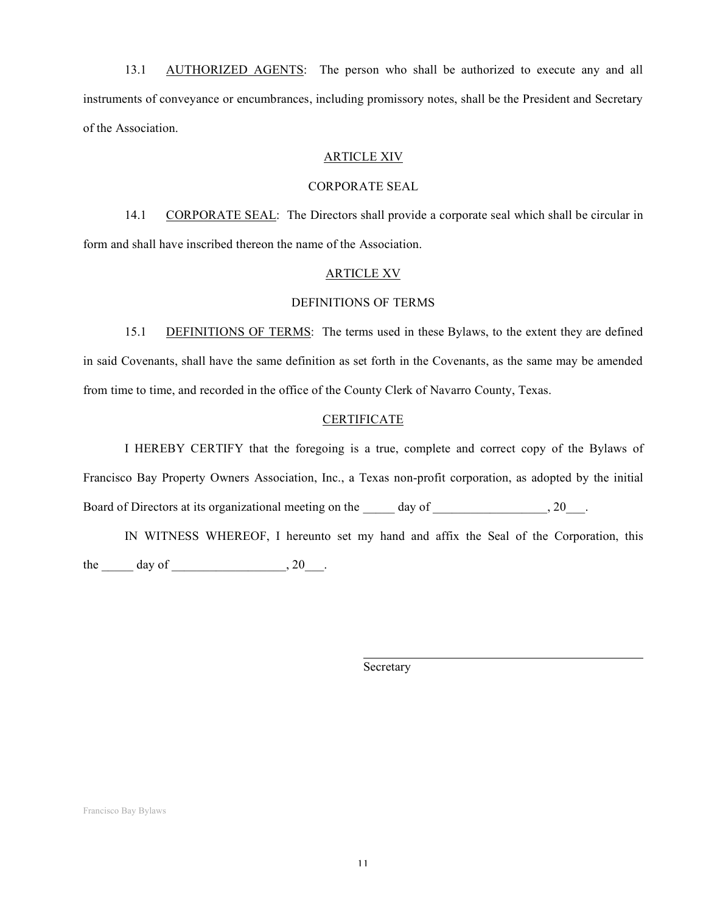13.1 AUTHORIZED AGENTS: The person who shall be authorized to execute any and all instruments of conveyance or encumbrances, including promissory notes, shall be the President and Secretary of the Association.

## ARTICLE XIV

## CORPORATE SEAL

14.1 CORPORATE SEAL: The Directors shall provide a corporate seal which shall be circular in form and shall have inscribed thereon the name of the Association.

## ARTICLE XV

## DEFINITIONS OF TERMS

15.1 DEFINITIONS OF TERMS: The terms used in these Bylaws, to the extent they are defined in said Covenants, shall have the same definition as set forth in the Covenants, as the same may be amended from time to time, and recorded in the office of the County Clerk of Navarro County, Texas.

## CERTIFICATE

I HEREBY CERTIFY that the foregoing is a true, complete and correct copy of the Bylaws of Francisco Bay Property Owners Association, Inc., a Texas non-profit corporation, as adopted by the initial Board of Directors at its organizational meeting on the _____ day of __________________, 20___.

IN WITNESS WHEREOF, I hereunto set my hand and affix the Seal of the Corporation, this the _____ day of __________________, 20___.

_______________________________________________
Secretary